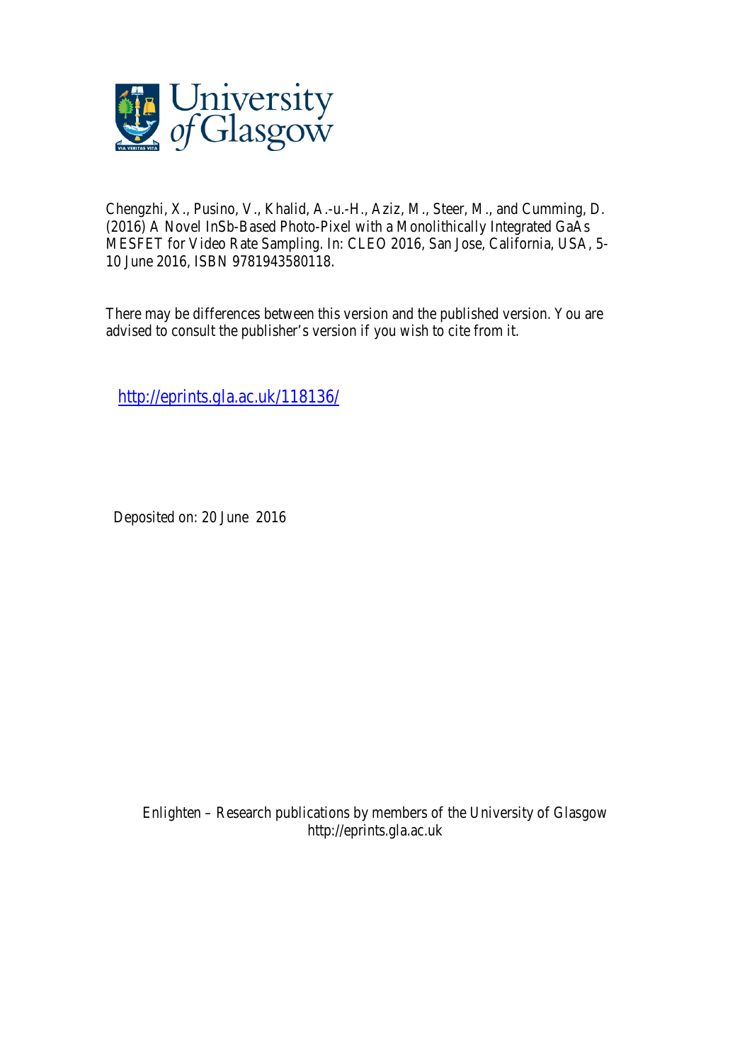Chengzhi, X., Pusino, V., Khalid, A.-u.-H., Aziz, M., Steer, M., and Cumming, D. (2016) A Novel InSb-Based Photo-Pixel with a Monolithically Integrated GaAs MESFET for Video Rate Sampling. In: CLEO 2016, San Jose, California, USA, 5-10 June 2016, ISBN 9781943580118.

There may be differences between this version and the published version. You are advised to consult the publisher's version if you wish to cite from it.

http://eprints.gla.ac.uk/118136/

Deposited on: 20 June 2016

Enlighten – Research publications by members of the University of Glasgow
http://eprints.gla.ac.uk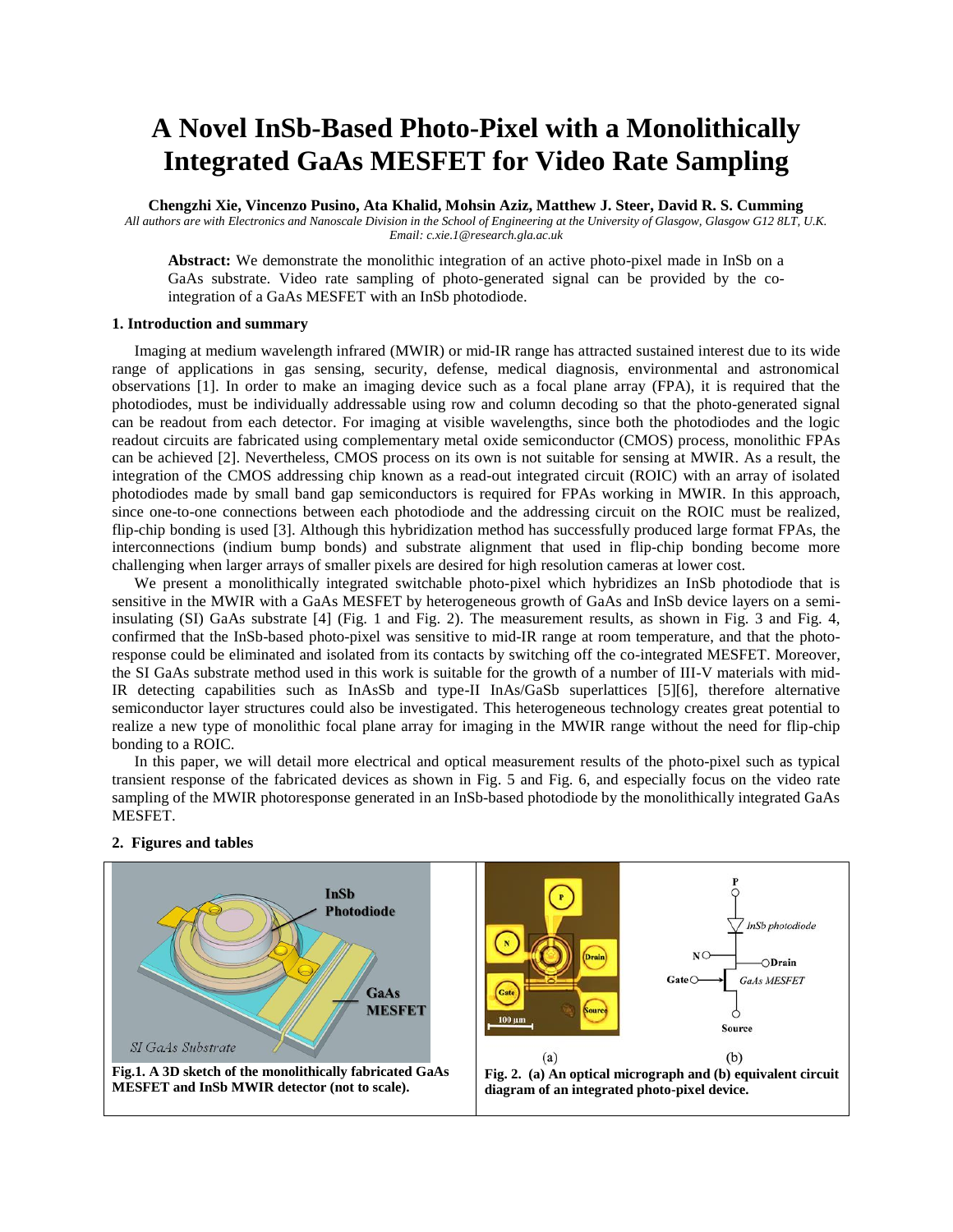# A Novel InSb-Based Photo-Pixel with a Monolithically Integrated GaAs MESFET for Video Rate Sampling

**Chengzhi Xie, Vincenzo Pusino, Ata Khalid, Mohsin Aziz, Matthew J. Steer, David R. S. Cumming**

*All authors are with Electronics and Nanoscale Division in the School of Engineering at the University of Glasgow, Glasgow G12 8LT, U.K. Email: c.xie.1@research.gla.ac.uk*

**Abstract:** We demonstrate the monolithic integration of an active photo-pixel made in InSb on a GaAs substrate. Video rate sampling of photo-generated signal can be provided by the co-integration of a GaAs MESFET with an InSb photodiode.

## 1. Introduction and summary

Imaging at medium wavelength infrared (MWIR) or mid-IR range has attracted sustained interest due to its wide range of applications in gas sensing, security, defense, medical diagnosis, environmental and astronomical observations [1]. In order to make an imaging device such as a focal plane array (FPA), it is required that the photodiodes, must be individually addressable using row and column decoding so that the photo-generated signal can be readout from each detector. For imaging at visible wavelengths, since both the photodiodes and the logic readout circuits are fabricated using complementary metal oxide semiconductor (CMOS) process, monolithic FPAs can be achieved [2]. Nevertheless, CMOS process on its own is not suitable for sensing at MWIR. As a result, the integration of the CMOS addressing chip known as a read-out integrated circuit (ROIC) with an array of isolated photodiodes made by small band gap semiconductors is required for FPAs working in MWIR. In this approach, since one-to-one connections between each photodiode and the addressing circuit on the ROIC must be realized, flip-chip bonding is used [3]. Although this hybridization method has successfully produced large format FPAs, the interconnections (indium bump bonds) and substrate alignment that used in flip-chip bonding become more challenging when larger arrays of smaller pixels are desired for high resolution cameras at lower cost.

We present a monolithically integrated switchable photo-pixel which hybridizes an InSb photodiode that is sensitive in the MWIR with a GaAs MESFET by heterogeneous growth of GaAs and InSb device layers on a semi-insulating (SI) GaAs substrate [4] (Fig. 1 and Fig. 2). The measurement results, as shown in Fig. 3 and Fig. 4, confirmed that the InSb-based photo-pixel was sensitive to mid-IR range at room temperature, and that the photo-response could be eliminated and isolated from its contacts by switching off the co-integrated MESFET. Moreover, the SI GaAs substrate method used in this work is suitable for the growth of a number of III-V materials with mid-IR detecting capabilities such as InAsSb and type-II InAs/GaSb superlattices [5][6], therefore alternative semiconductor layer structures could also be investigated. This heterogeneous technology creates great potential to realize a new type of monolithic focal plane array for imaging in the MWIR range without the need for flip-chip bonding to a ROIC.

In this paper, we will detail more electrical and optical measurement results of the photo-pixel such as typical transient response of the fabricated devices as shown in Fig. 5 and Fig. 6, and especially focus on the video rate sampling of the MWIR photoresponse generated in an InSb-based photodiode by the monolithically integrated GaAs MESFET.

## 2. Figures and tables

**Fig.1. A 3D sketch of the monolithically fabricated GaAs MESFET and InSb MWIR detector (not to scale).**

**Fig. 2. (a) An optical micrograph and (b) equivalent circuit diagram of an integrated photo-pixel device.**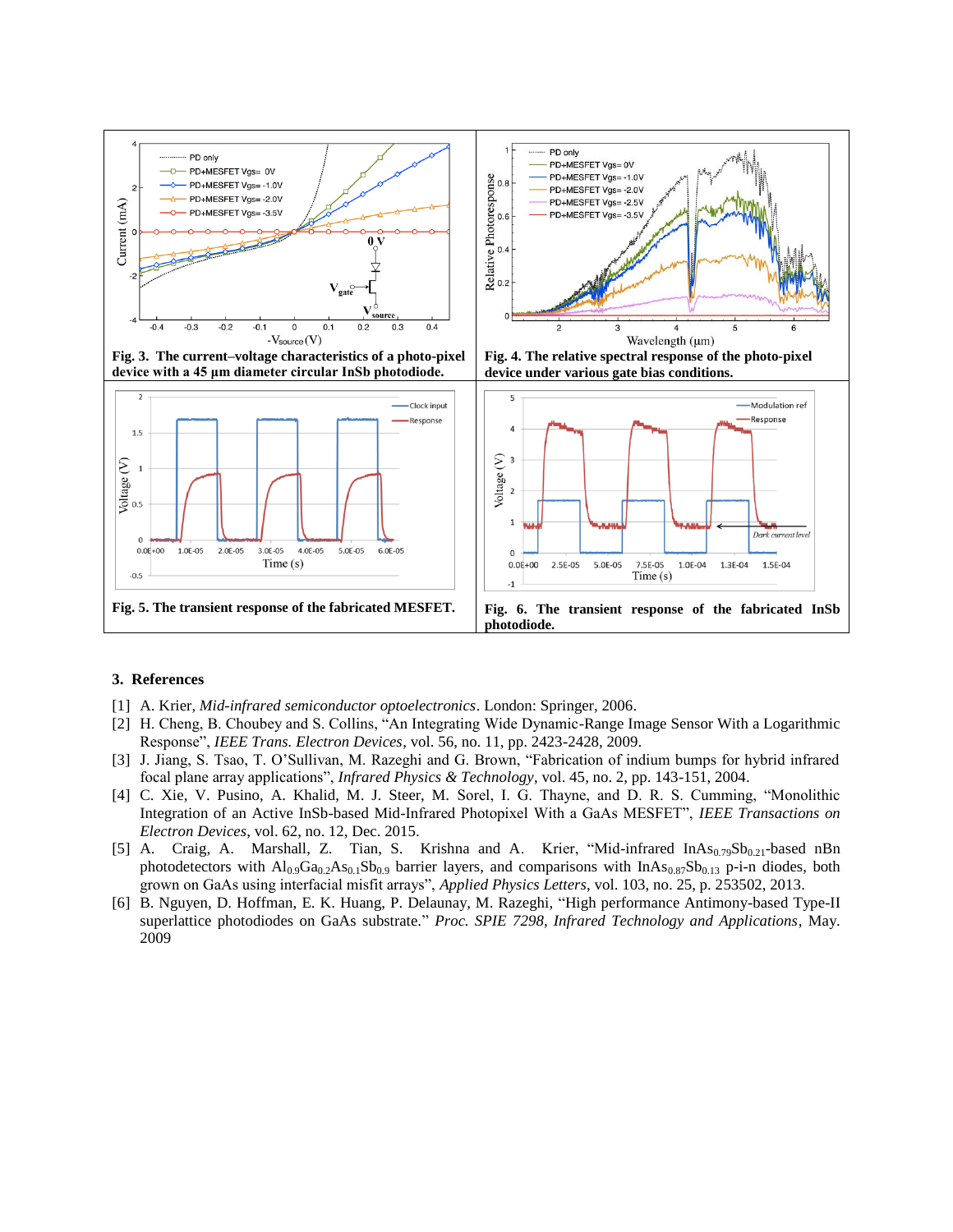4
2
0
-2
-4
Current (mA)
-0.4 -0.3 -0.2 -0.1 0 0.1 0.2 0.3 0.4
$-V_{source}$ (V)
PD only
PD+MESFET Vgs= 0V
PD+MESFET Vgs= -1.0V
PD+MESFET Vgs= -2.0V
PD+MESFET Vgs= -3.5V
0 V
$V_{gate}$
$V_{source}$

**Fig. 3. The current–voltage characteristics of a photo-pixel device with a 45 µm diameter circular InSb photodiode.**

1
0.8
0.6
0.4
0.2
0
Relative Photoresponse
2 3 4 5 6
Wavelength (µm)
PD only
PD+MESFET Vgs= 0V
PD+MESFET Vgs= -1.0V
PD+MESFET Vgs= -2.0V
PD+MESFET Vgs= -2.5V
PD+MESFET Vgs= -3.5V

**Fig. 4. The relative spectral response of the photo-pixel device under various gate bias conditions.**

2
1.5
1
0.5
0
-0.5
Voltage (V)
0.0E+00 1.0E-05 2.0E-05 3.0E-05 4.0E-05 5.0E-05 6.0E-05
Time (s)
Clock input
Response

**Fig. 5. The transient response of the fabricated MESFET.**

5
4
3
2
1
0
-1
Voltage (V)
0.0E+00 2.5E-05 5.0E-05 7.5E-05 1.0E-04 1.3E-04 1.5E-04
Time (s)
Modulation ref
Response
Dark current level

**Fig. 6. The transient response of the fabricated InSb photodiode.**

## 3. References

[1] A. Krier, *Mid-infrared semiconductor optoelectronics*. London: Springer, 2006.

[2] H. Cheng, B. Choubey and S. Collins, "An Integrating Wide Dynamic-Range Image Sensor With a Logarithmic Response", *IEEE Trans. Electron Devices*, vol. 56, no. 11, pp. 2423-2428, 2009.

[3] J. Jiang, S. Tsao, T. O'Sullivan, M. Razeghi and G. Brown, "Fabrication of indium bumps for hybrid infrared focal plane array applications", *Infrared Physics & Technology*, vol. 45, no. 2, pp. 143-151, 2004.

[4] C. Xie, V. Pusino, A. Khalid, M. J. Steer, M. Sorel, I. G. Thayne, and D. R. S. Cumming, "Monolithic Integration of an Active InSb-based Mid-Infrared Photopixel With a GaAs MESFET", *IEEE Transactions on Electron Devices*, vol. 62, no. 12, Dec. 2015.

[5] A. Craig, A. Marshall, Z. Tian, S. Krishna and A. Krier, "Mid-infrared $InAs_{0.79}Sb_{0.21}$-based nBn photodetectors with $Al_{0.9}Ga_{0.2}As_{0.1}Sb_{0.9}$ barrier layers, and comparisons with $InAs_{0.87}Sb_{0.13}$ p-i-n diodes, both grown on GaAs using interfacial misfit arrays", *Applied Physics Letters*, vol. 103, no. 25, p. 253502, 2013.

[6] B. Nguyen, D. Hoffman, E. K. Huang, P. Delaunay, M. Razeghi, "High performance Antimony-based Type-II superlattice photodiodes on GaAs substrate." *Proc. SPIE 7298, Infrared Technology and Applications*, May. 2009